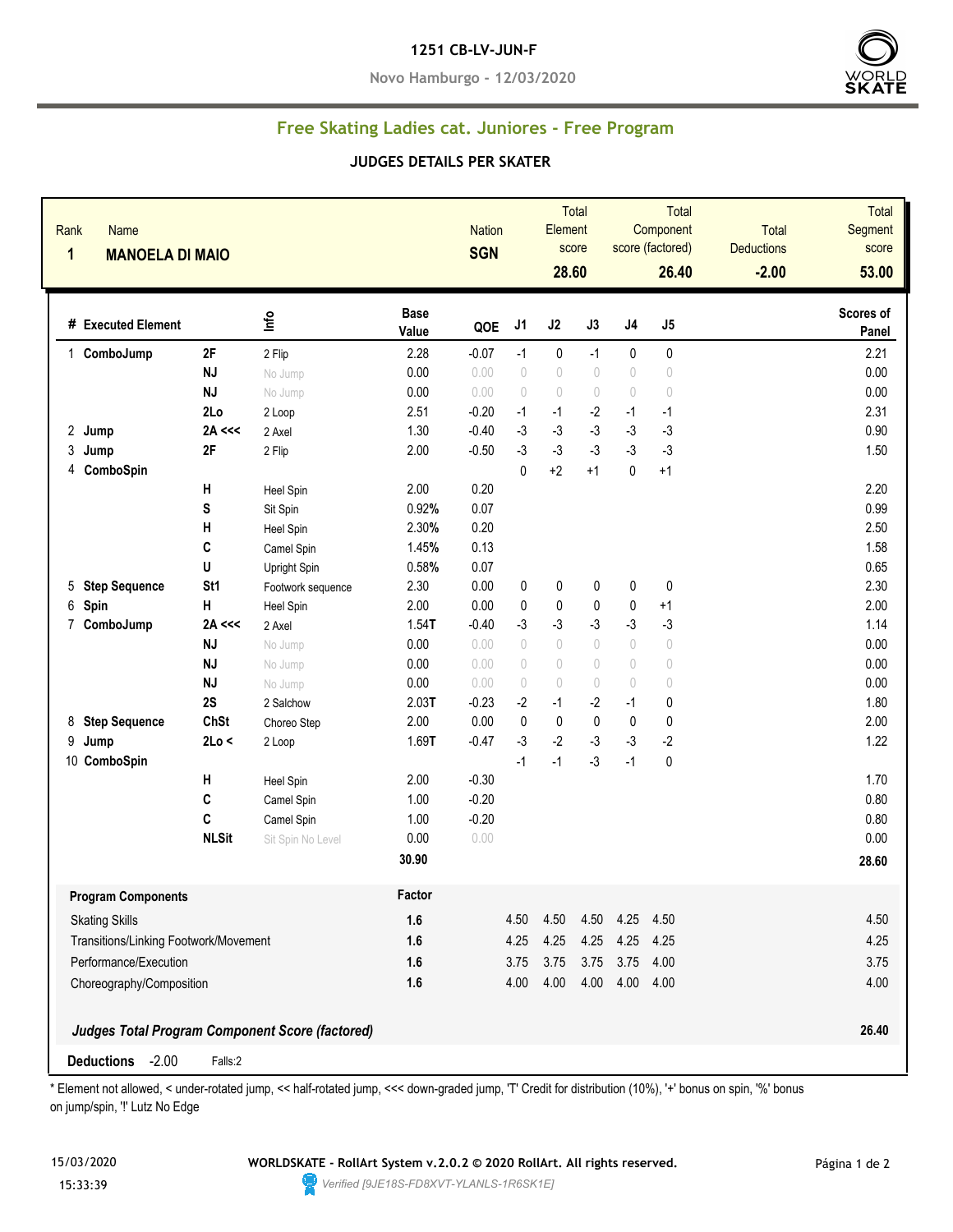# 1251 CB-LV-JUN-F

Novo Hamburgo - 12/03/2020

## Free Skating Ladies cat. Juniores - Free Program

### JUDGES DETAILS PER SKATER

| Rank | Name | Nation | Total Element score | Total Component score (factored) | Total Deductions | Total Segment score |
|---|---|---|---|---|---|---|
| 1 | MANOELA DI MAIO | SGN | 28.60 | 26.40 | -2.00 | 53.00 |

| # | Executed Element | | Info | Base Value | QOE | J1 | J2 | J3 | J4 | J5 | Scores of Panel |
|---|---|---|---|---|---|---|---|---|---|---|---|
| 1 | ComboJump | 2F | 2 Flip | 2.28 | -0.07 | -1 | 0 | -1 | 0 | 0 | 2.21 |
| | | NJ | No Jump | 0.00 | 0.00 | 0 | 0 | 0 | 0 | 0 | 0.00 |
| | | NJ | No Jump | 0.00 | 0.00 | 0 | 0 | 0 | 0 | 0 | 0.00 |
| | | 2Lo | 2 Loop | 2.51 | -0.20 | -1 | -1 | -2 | -1 | -1 | 2.31 |
| 2 | Jump | 2A <<< | 2 Axel | 1.30 | -0.40 | -3 | -3 | -3 | -3 | -3 | 0.90 |
| 3 | Jump | 2F | 2 Flip | 2.00 | -0.50 | -3 | -3 | -3 | -3 | -3 | 1.50 |
| 4 | ComboSpin | | | | | 0 | +2 | +1 | 0 | +1 | |
| | | H | Heel Spin | 2.00 | 0.20 | | | | | | 2.20 |
| | | S | Sit Spin | 0.92% | 0.07 | | | | | | 0.99 |
| | | H | Heel Spin | 2.30% | 0.20 | | | | | | 2.50 |
| | | C | Camel Spin | 1.45% | 0.13 | | | | | | 1.58 |
| | | U | Upright Spin | 0.58% | 0.07 | | | | | | 0.65 |
| 5 | Step Sequence | St1 | Footwork sequence | 2.30 | 0.00 | 0 | 0 | 0 | 0 | 0 | 2.30 |
| 6 | Spin | H | Heel Spin | 2.00 | 0.00 | 0 | 0 | 0 | 0 | +1 | 2.00 |
| 7 | ComboJump | 2A <<< | 2 Axel | 1.54T | -0.40 | -3 | -3 | -3 | -3 | -3 | 1.14 |
| | | NJ | No Jump | 0.00 | 0.00 | 0 | 0 | 0 | 0 | 0 | 0.00 |
| | | NJ | No Jump | 0.00 | 0.00 | 0 | 0 | 0 | 0 | 0 | 0.00 |
| | | NJ | No Jump | 0.00 | 0.00 | 0 | 0 | 0 | 0 | 0 | 0.00 |
| | | 2S | 2 Salchow | 2.03T | -0.23 | -2 | -1 | -2 | -1 | 0 | 1.80 |
| 8 | Step Sequence | ChSt | Choreo Step | 2.00 | 0.00 | 0 | 0 | 0 | 0 | 0 | 2.00 |
| 9 | Jump | 2Lo < | 2 Loop | 1.69T | -0.47 | -3 | -2 | -3 | -3 | -2 | 1.22 |
| 10 | ComboSpin | | | | | -1 | -1 | -3 | -1 | 0 | |
| | | H | Heel Spin | 2.00 | -0.30 | | | | | | 1.70 |
| | | C | Camel Spin | 1.00 | -0.20 | | | | | | 0.80 |
| | | C | Camel Spin | 1.00 | -0.20 | | | | | | 0.80 |
| | | NLSit | Sit Spin No Level | 0.00 | 0.00 | | | | | | 0.00 |
| | | | | 30.90 | | | | | | | 28.60 |

| Program Components | Factor | J1 | J2 | J3 | J4 | J5 | Scores of Panel |
|---|---|---|---|---|---|---|---|
| Skating Skills | 1.6 | 4.50 | 4.50 | 4.50 | 4.25 | 4.50 | 4.50 |
| Transitions/Linking Footwork/Movement | 1.6 | 4.25 | 4.25 | 4.25 | 4.25 | 4.25 | 4.25 |
| Performance/Execution | 1.6 | 3.75 | 3.75 | 3.75 | 3.75 | 4.00 | 3.75 |
| Choreography/Composition | 1.6 | 4.00 | 4.00 | 4.00 | 4.00 | 4.00 | 4.00 |
| *Judges Total Program Component Score (factored)* | | | | | | | 26.40 |

**Deductions** -2.00 Falls:2

\* Element not allowed, < under-rotated jump, << half-rotated jump, <<< down-graded jump, 'T' Credit for distribution (10%), '+' bonus on spin, '%' bonus on jump/spin, '!' Lutz No Edge

15/03/2020 15:33:39

WORLDSKATE - RollArt System v.2.0.2 © 2020 RollArt. All rights reserved.

Verified [9JE18S-FD8XVT-YLANLS-1R6SK1E]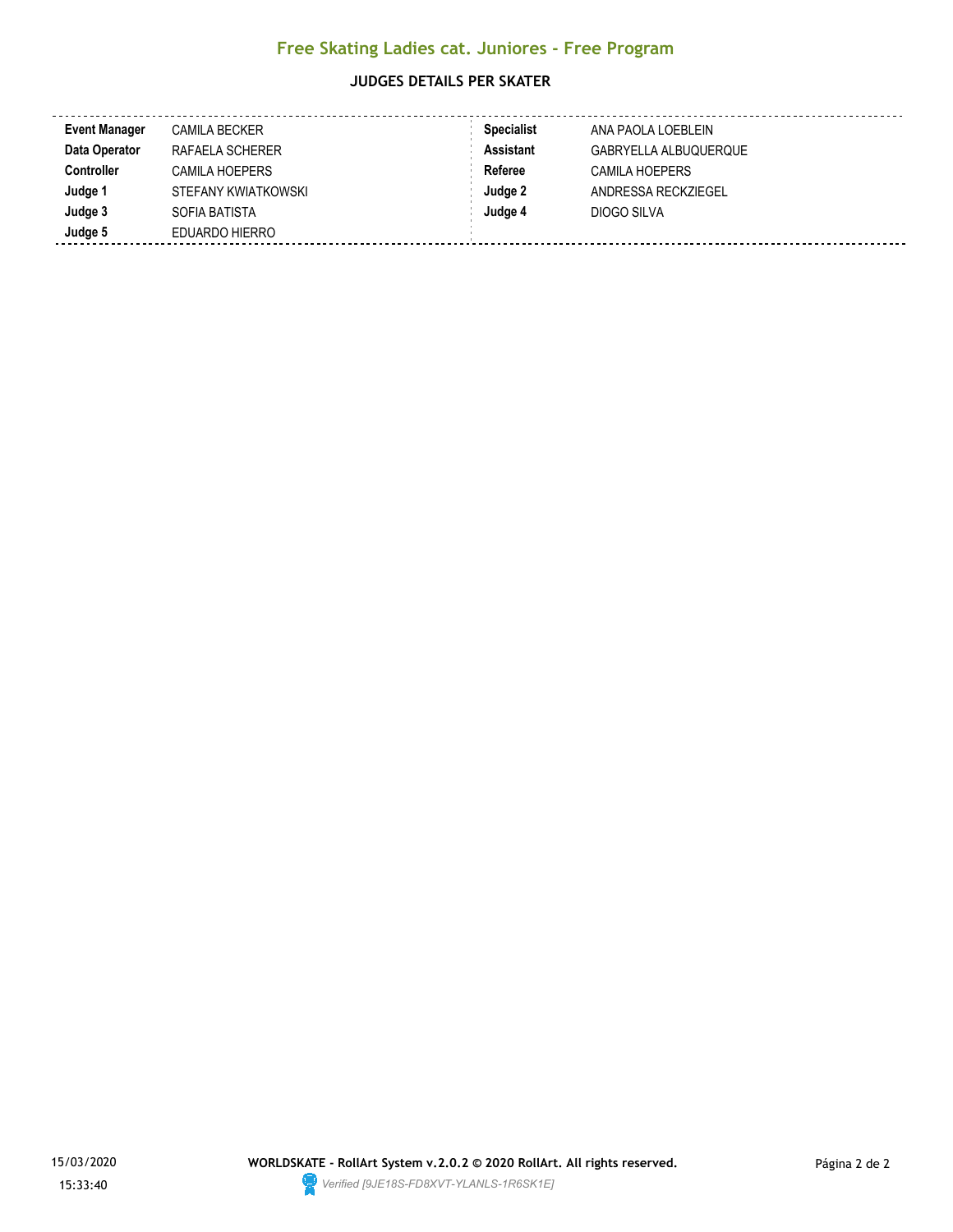## Free Skating Ladies cat. Juniores - Free Program

### JUDGES DETAILS PER SKATER

| | | | |
|---|---|---|---|
| **Event Manager** | CAMILA BECKER | **Specialist** | ANA PAOLA LOEBLEIN |
| **Data Operator** | RAFAELA SCHERER | **Assistant** | GABRYELLA ALBUQUERQUE |
| **Controller** | CAMILA HOEPERS | **Referee** | CAMILA HOEPERS |
| **Judge 1** | STEFANY KWIATKOWSKI | **Judge 2** | ANDRESSA RECKZIEGEL |
| **Judge 3** | SOFIA BATISTA | **Judge 4** | DIOGO SILVA |
| **Judge 5** | EDUARDO HIERRO | | |

15/03/2020
15:33:40

**WORLDSKATE - RollArt System v.2.0.2 © 2020 RollArt. All rights reserved.**

*Verified [9JE18S-FD8XVT-YLANLS-1R6SK1E]*